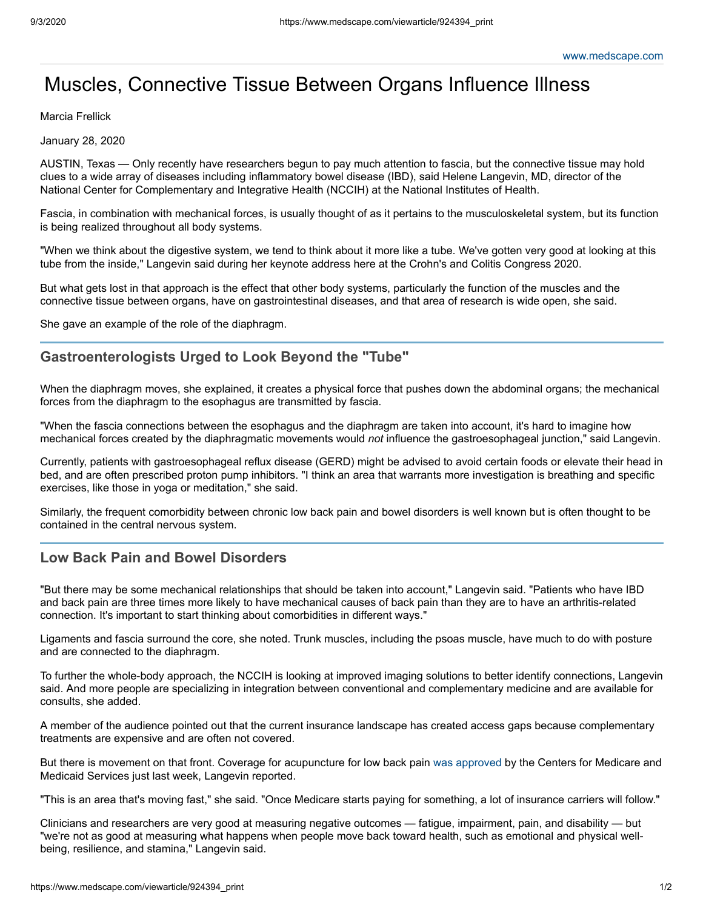# Muscles, Connective Tissue Between Organs Influence Illness

Marcia Frellick

January 28, 2020

AUSTIN, Texas — Only recently have researchers begun to pay much attention to fascia, but the connective tissue may hold clues to a wide array of diseases including inflammatory bowel disease (IBD), said Helene Langevin, MD, director of the National Center for Complementary and Integrative Health (NCCIH) at the National Institutes of Health.

Fascia, in combination with mechanical forces, is usually thought of as it pertains to the musculoskeletal system, but its function is being realized throughout all body systems.

"When we think about the digestive system, we tend to think about it more like a tube. We've gotten very good at looking at this tube from the inside," Langevin said during her keynote address here at the Crohn's and Colitis Congress 2020.

But what gets lost in that approach is the effect that other body systems, particularly the function of the muscles and the connective tissue between organs, have on gastrointestinal diseases, and that area of research is wide open, she said.

She gave an example of the role of the diaphragm.

## Gastroenterologists Urged to Look Beyond the "Tube"

When the diaphragm moves, she explained, it creates a physical force that pushes down the abdominal organs; the mechanical forces from the diaphragm to the esophagus are transmitted by fascia.

"When the fascia connections between the esophagus and the diaphragm are taken into account, it's hard to imagine how mechanical forces created by the diaphragmatic movements would *not* influence the gastroesophageal junction," said Langevin.

Currently, patients with gastroesophageal reflux disease (GERD) might be advised to avoid certain foods or elevate their head in bed, and are often prescribed proton pump inhibitors. "I think an area that warrants more investigation is breathing and specific exercises, like those in yoga or meditation," she said.

Similarly, the frequent comorbidity between chronic low back pain and bowel disorders is well known but is often thought to be contained in the central nervous system.

## Low Back Pain and Bowel Disorders

"But there may be some mechanical relationships that should be taken into account," Langevin said. "Patients who have IBD and back pain are three times more likely to have mechanical causes of back pain than they are to have an arthritis-related connection. It's important to start thinking about comorbidities in different ways."

Ligaments and fascia surround the core, she noted. Trunk muscles, including the psoas muscle, have much to do with posture and are connected to the diaphragm.

To further the whole-body approach, the NCCIH is looking at improved imaging solutions to better identify connections, Langevin said. And more people are specializing in integration between conventional and complementary medicine and are available for consults, she added.

A member of the audience pointed out that the current insurance landscape has created access gaps because complementary treatments are expensive and are often not covered.

But there is movement on that front. Coverage for acupuncture for low back pain was approved by the Centers for Medicare and Medicaid Services just last week, Langevin reported.

"This is an area that's moving fast," she said. "Once Medicare starts paying for something, a lot of insurance carriers will follow."

Clinicians and researchers are very good at measuring negative outcomes — fatigue, impairment, pain, and disability — but "we're not as good at measuring what happens when people move back toward health, such as emotional and physical well-being, resilience, and stamina," Langevin said.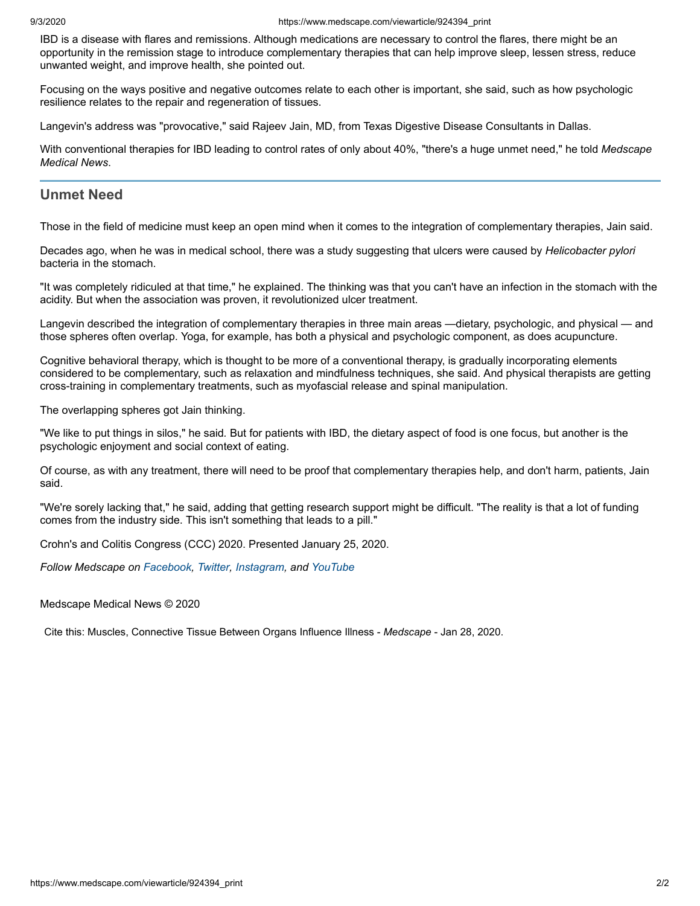IBD is a disease with flares and remissions. Although medications are necessary to control the flares, there might be an opportunity in the remission stage to introduce complementary therapies that can help improve sleep, lessen stress, reduce unwanted weight, and improve health, she pointed out.

Focusing on the ways positive and negative outcomes relate to each other is important, she said, such as how psychologic resilience relates to the repair and regeneration of tissues.

Langevin's address was "provocative," said Rajeev Jain, MD, from Texas Digestive Disease Consultants in Dallas.

With conventional therapies for IBD leading to control rates of only about 40%, "there's a huge unmet need," he told *Medscape Medical News*.

## Unmet Need

Those in the field of medicine must keep an open mind when it comes to the integration of complementary therapies, Jain said.

Decades ago, when he was in medical school, there was a study suggesting that ulcers were caused by *Helicobacter pylori* bacteria in the stomach.

"It was completely ridiculed at that time," he explained. The thinking was that you can't have an infection in the stomach with the acidity. But when the association was proven, it revolutionized ulcer treatment.

Langevin described the integration of complementary therapies in three main areas —dietary, psychologic, and physical — and those spheres often overlap. Yoga, for example, has both a physical and psychologic component, as does acupuncture.

Cognitive behavioral therapy, which is thought to be more of a conventional therapy, is gradually incorporating elements considered to be complementary, such as relaxation and mindfulness techniques, she said. And physical therapists are getting cross-training in complementary treatments, such as myofascial release and spinal manipulation.

The overlapping spheres got Jain thinking.

"We like to put things in silos," he said. But for patients with IBD, the dietary aspect of food is one focus, but another is the psychologic enjoyment and social context of eating.

Of course, as with any treatment, there will need to be proof that complementary therapies help, and don't harm, patients, Jain said.

"We're sorely lacking that," he said, adding that getting research support might be difficult. "The reality is that a lot of funding comes from the industry side. This isn't something that leads to a pill."

Crohn's and Colitis Congress (CCC) 2020. Presented January 25, 2020.

*Follow Medscape on Facebook, Twitter, Instagram, and YouTube*

Medscape Medical News © 2020

Cite this: Muscles, Connective Tissue Between Organs Influence Illness - *Medscape* - Jan 28, 2020.